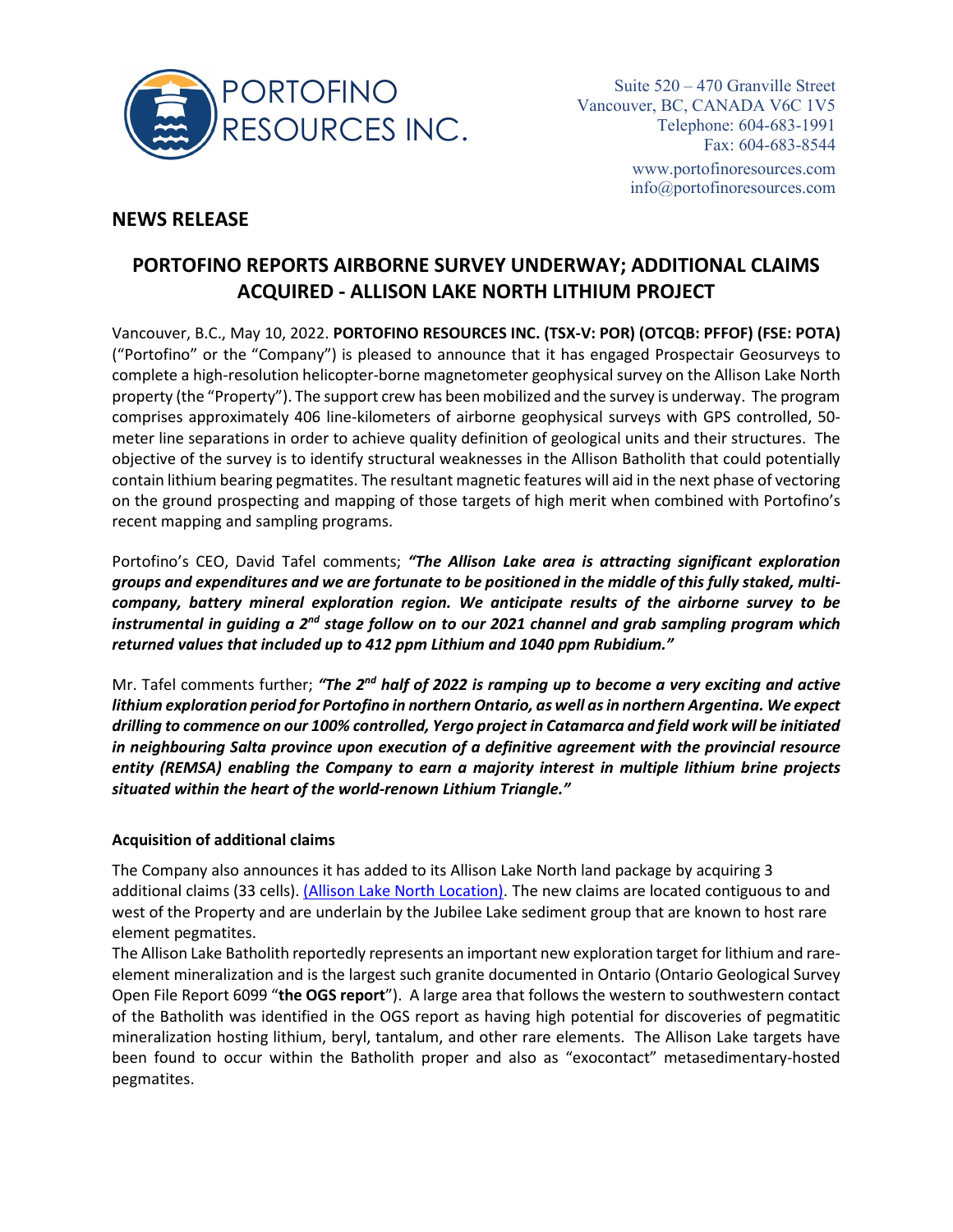PORTOFINO RESOURCES INC.

Suite 520 – 470 Granville Street
Vancouver, BC, CANADA V6C 1V5
Telephone: 604-683-1991
Fax: 604-683-8544

www.portofinoresources.com
info@portofinoresources.com

## NEWS RELEASE

# PORTOFINO REPORTS AIRBORNE SURVEY UNDERWAY; ADDITIONAL CLAIMS ACQUIRED - ALLISON LAKE NORTH LITHIUM PROJECT

Vancouver, B.C., May 10, 2022. **PORTOFINO RESOURCES INC. (TSX-V: POR) (OTCQB: PFFOF) (FSE: POTA)** ("Portofino" or the "Company") is pleased to announce that it has engaged Prospectair Geosurveys to complete a high-resolution helicopter-borne magnetometer geophysical survey on the Allison Lake North property (the "Property"). The support crew has been mobilized and the survey is underway. The program comprises approximately 406 line-kilometers of airborne geophysical surveys with GPS controlled, 50-meter line separations in order to achieve quality definition of geological units and their structures. The objective of the survey is to identify structural weaknesses in the Allison Batholith that could potentially contain lithium bearing pegmatites. The resultant magnetic features will aid in the next phase of vectoring on the ground prospecting and mapping of those targets of high merit when combined with Portofino's recent mapping and sampling programs.

Portofino's CEO, David Tafel comments; ***"The Allison Lake area is attracting significant exploration groups and expenditures and we are fortunate to be positioned in the middle of this fully staked, multi-company, battery mineral exploration region. We anticipate results of the airborne survey to be instrumental in guiding a 2nd stage follow on to our 2021 channel and grab sampling program which returned values that included up to 412 ppm Lithium and 1040 ppm Rubidium."***

Mr. Tafel comments further; ***"The 2nd half of 2022 is ramping up to become a very exciting and active lithium exploration period for Portofino in northern Ontario, as well as in northern Argentina. We expect drilling to commence on our 100% controlled, Yergo project in Catamarca and field work will be initiated in neighbouring Salta province upon execution of a definitive agreement with the provincial resource entity (REMSA) enabling the Company to earn a majority interest in multiple lithium brine projects situated within the heart of the world-renown Lithium Triangle."***

### Acquisition of additional claims

The Company also announces it has added to its Allison Lake North land package by acquiring 3 additional claims (33 cells). [(Allison Lake North Location)](). The new claims are located contiguous to and west of the Property and are underlain by the Jubilee Lake sediment group that are known to host rare element pegmatites.

The Allison Lake Batholith reportedly represents an important new exploration target for lithium and rare-element mineralization and is the largest such granite documented in Ontario (Ontario Geological Survey Open File Report 6099 "**the OGS report**"). A large area that follows the western to southwestern contact of the Batholith was identified in the OGS report as having high potential for discoveries of pegmatitic mineralization hosting lithium, beryl, tantalum, and other rare elements. The Allison Lake targets have been found to occur within the Batholith proper and also as "exocontact" metasedimentary-hosted pegmatites.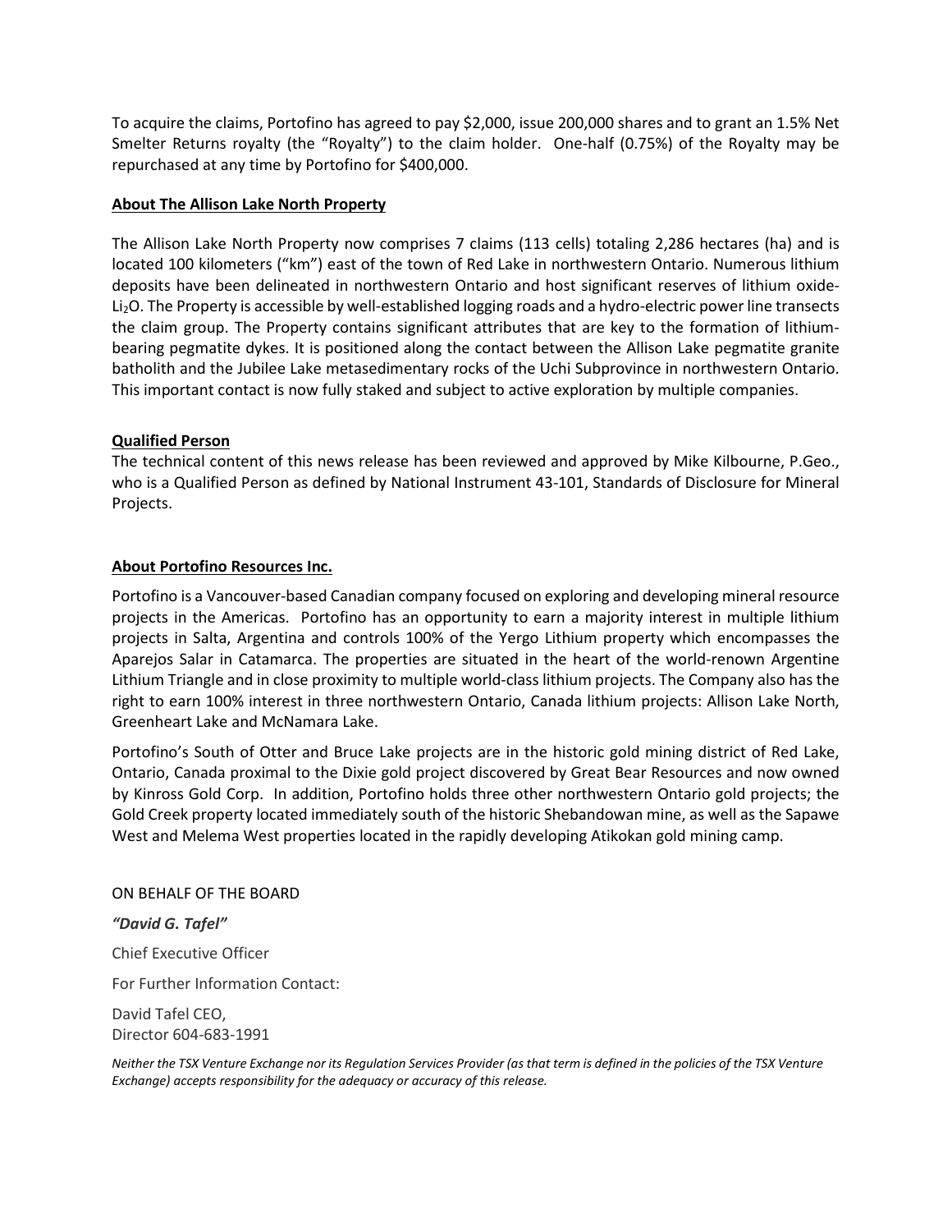To acquire the claims, Portofino has agreed to pay $2,000, issue 200,000 shares and to grant an 1.5% Net Smelter Returns royalty (the "Royalty") to the claim holder. One-half (0.75%) of the Royalty may be repurchased at any time by Portofino for $400,000.

**About The Allison Lake North Property**

The Allison Lake North Property now comprises 7 claims (113 cells) totaling 2,286 hectares (ha) and is located 100 kilometers ("km") east of the town of Red Lake in northwestern Ontario. Numerous lithium deposits have been delineated in northwestern Ontario and host significant reserves of lithium oxide-$Li_2O$. The Property is accessible by well-established logging roads and a hydro-electric power line transects the claim group. The Property contains significant attributes that are key to the formation of lithium-bearing pegmatite dykes. It is positioned along the contact between the Allison Lake pegmatite granite batholith and the Jubilee Lake metasedimentary rocks of the Uchi Subprovince in northwestern Ontario. This important contact is now fully staked and subject to active exploration by multiple companies.

**Qualified Person**

The technical content of this news release has been reviewed and approved by Mike Kilbourne, P.Geo., who is a Qualified Person as defined by National Instrument 43-101, Standards of Disclosure for Mineral Projects.

**About Portofino Resources Inc.**

Portofino is a Vancouver-based Canadian company focused on exploring and developing mineral resource projects in the Americas. Portofino has an opportunity to earn a majority interest in multiple lithium projects in Salta, Argentina and controls 100% of the Yergo Lithium property which encompasses the Aparejos Salar in Catamarca. The properties are situated in the heart of the world-renown Argentine Lithium Triangle and in close proximity to multiple world-class lithium projects. The Company also has the right to earn 100% interest in three northwestern Ontario, Canada lithium projects: Allison Lake North, Greenheart Lake and McNamara Lake.

Portofino's South of Otter and Bruce Lake projects are in the historic gold mining district of Red Lake, Ontario, Canada proximal to the Dixie gold project discovered by Great Bear Resources and now owned by Kinross Gold Corp. In addition, Portofino holds three other northwestern Ontario gold projects; the Gold Creek property located immediately south of the historic Shebandowan mine, as well as the Sapawe West and Melema West properties located in the rapidly developing Atikokan gold mining camp.

ON BEHALF OF THE BOARD

***"David G. Tafel"***

Chief Executive Officer

For Further Information Contact:

David Tafel CEO,
Director 604-683-1991

*Neither the TSX Venture Exchange nor its Regulation Services Provider (as that term is defined in the policies of the TSX Venture Exchange) accepts responsibility for the adequacy or accuracy of this release.*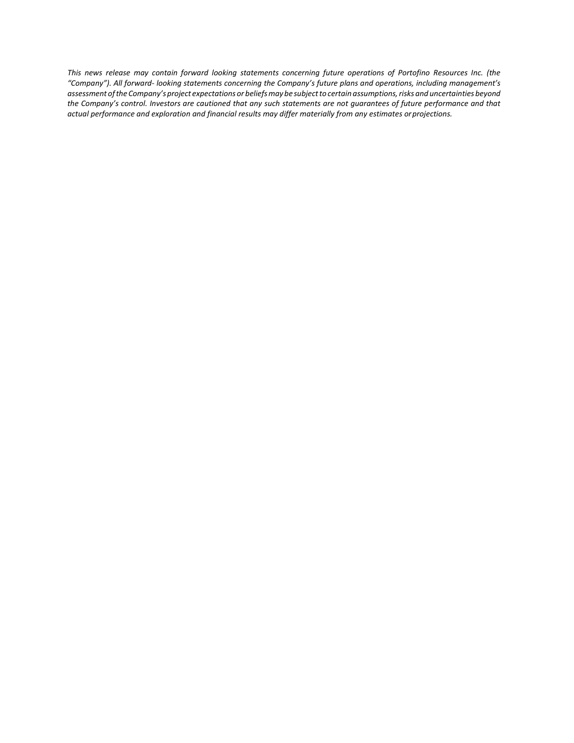*This news release may contain forward looking statements concerning future operations of Portofino Resources Inc. (the "Company"). All forward- looking statements concerning the Company's future plans and operations, including management's assessment of the Company's project expectations or beliefs may be subject to certain assumptions, risks and uncertainties beyond the Company's control. Investors are cautioned that any such statements are not guarantees of future performance and that actual performance and exploration and financial results may differ materially from any estimates or projections.*